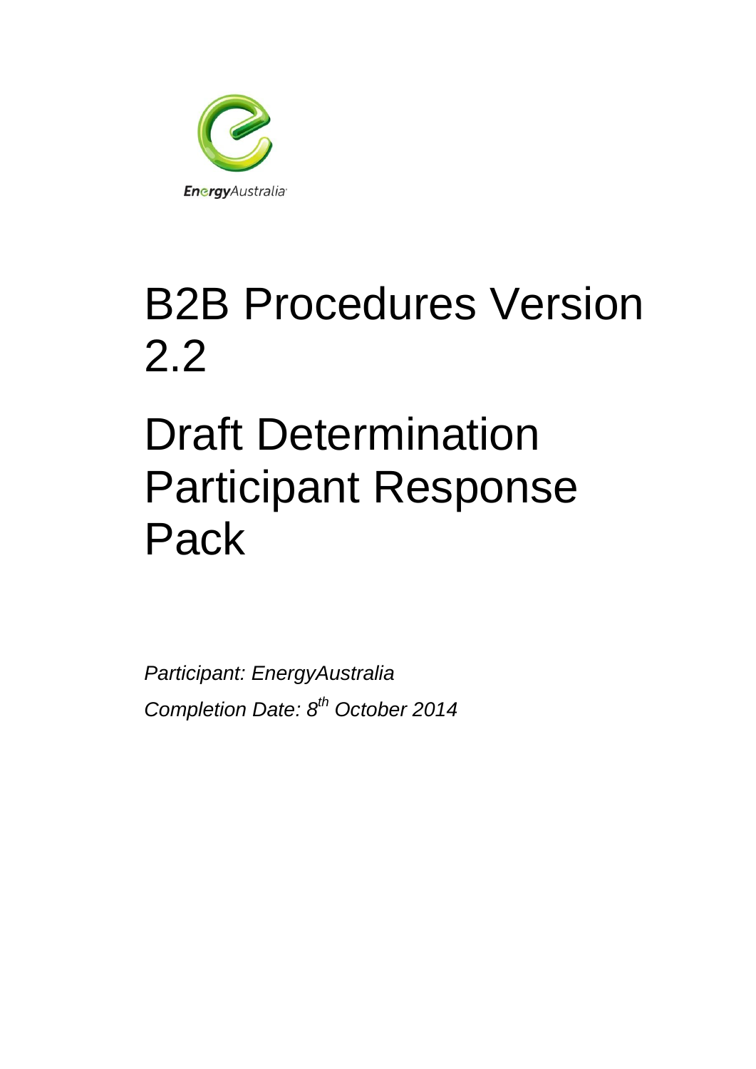EnergyAustralia

# B2B Procedures Version 2.2

# Draft Determination Participant Response Pack

*Participant: EnergyAustralia*

*Completion Date: 8th October 2014*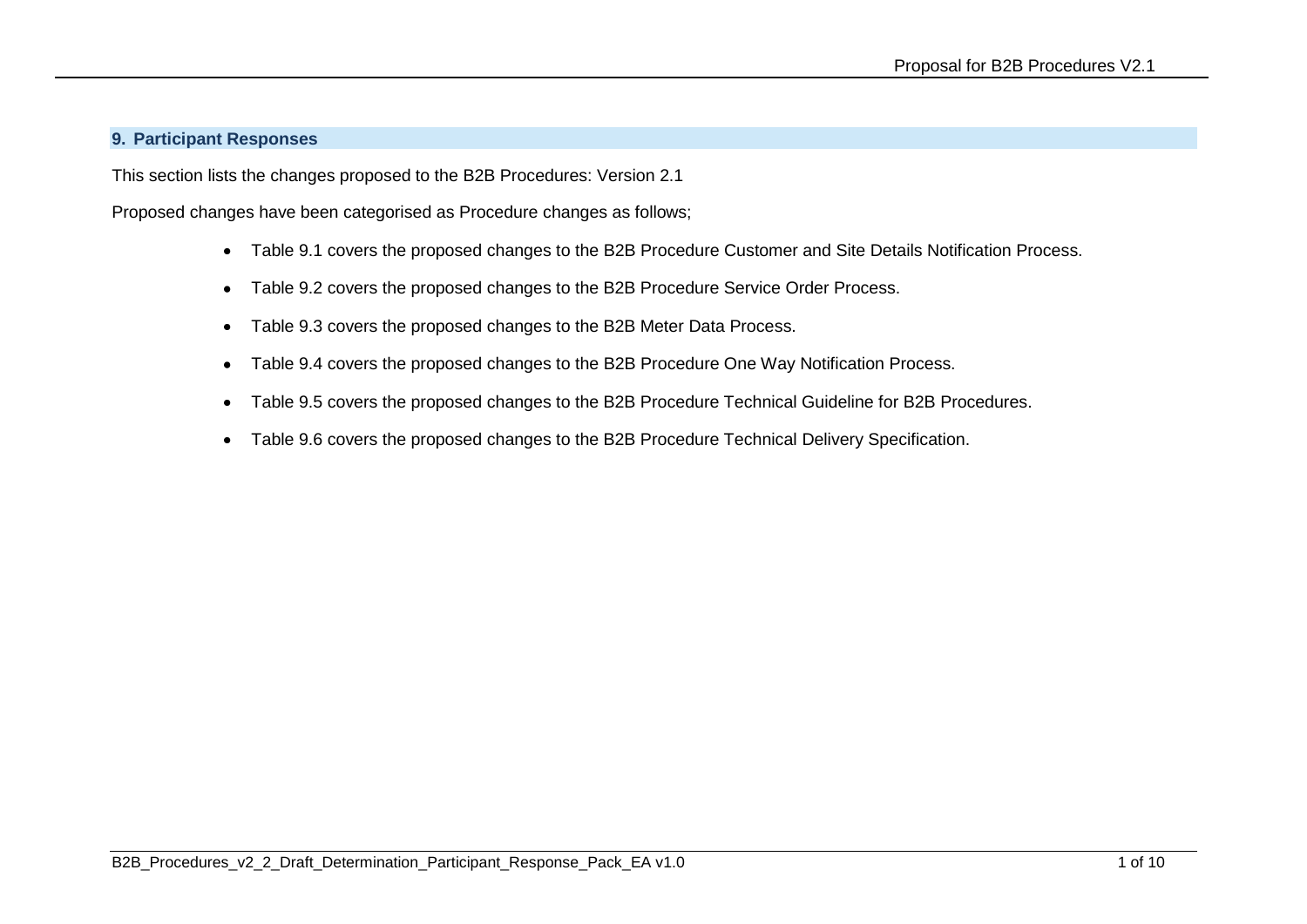## 9. Participant Responses

This section lists the changes proposed to the B2B Procedures: Version 2.1

Proposed changes have been categorised as Procedure changes as follows;

- Table 9.1 covers the proposed changes to the B2B Procedure Customer and Site Details Notification Process.
- Table 9.2 covers the proposed changes to the B2B Procedure Service Order Process.
- Table 9.3 covers the proposed changes to the B2B Meter Data Process.
- Table 9.4 covers the proposed changes to the B2B Procedure One Way Notification Process.
- Table 9.5 covers the proposed changes to the B2B Procedure Technical Guideline for B2B Procedures.
- Table 9.6 covers the proposed changes to the B2B Procedure Technical Delivery Specification.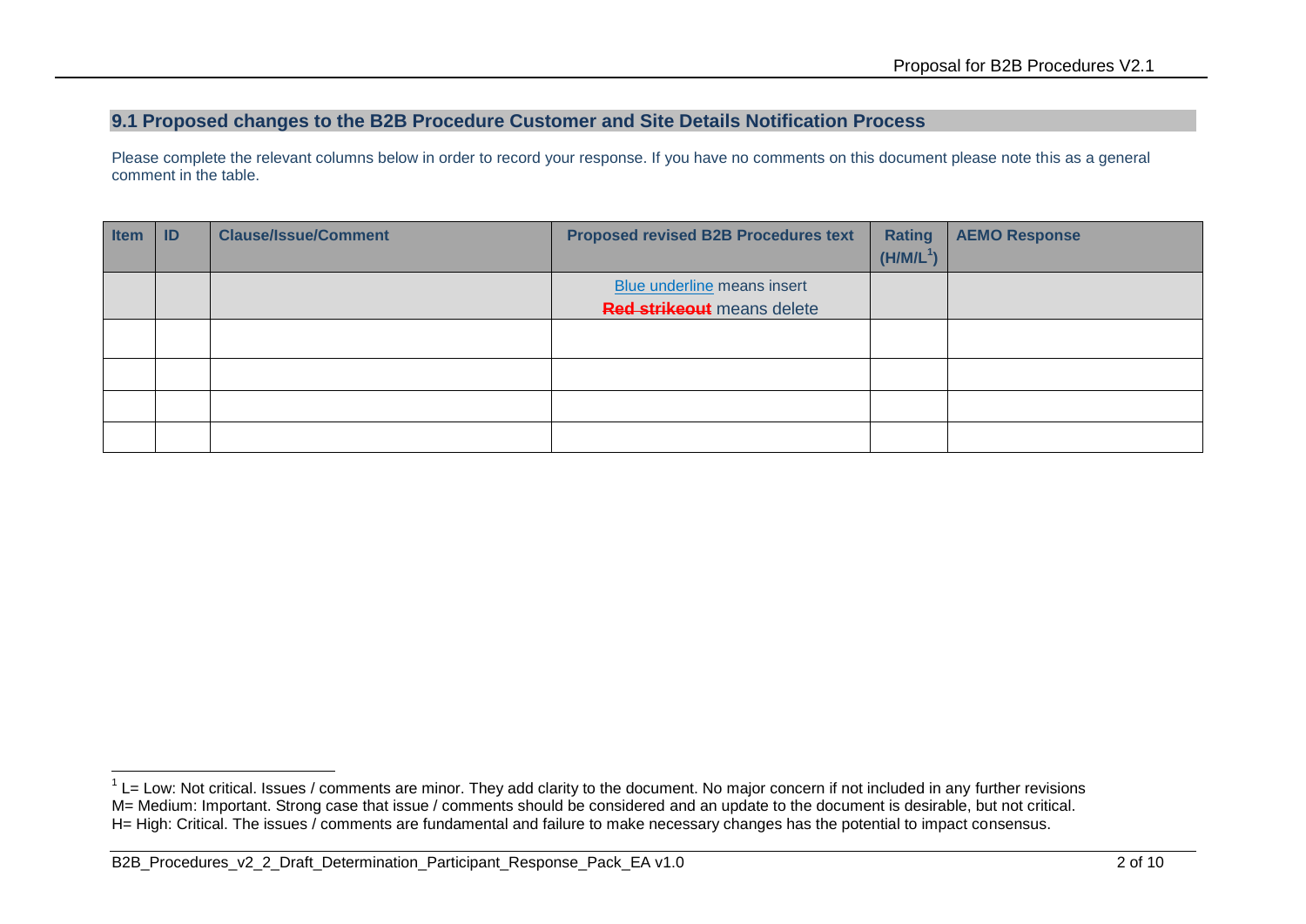## 9.1 Proposed changes to the B2B Procedure Customer and Site Details Notification Process

Please complete the relevant columns below in order to record your response. If you have no comments on this document please note this as a general comment in the table.

| Item | ID | Clause/Issue/Comment | Proposed revised B2B Procedures text | Rating (H/M/L[1]) | AEMO Response |
|---|---|---|---|---|---|
| | | | <u>Blue underline</u> means insert<br>~~**Red strikeout**~~ means delete | | |
| | | | | | |
| | | | | | |
| | | | | | |
| | | | | | |

[1] L= Low: Not critical. Issues / comments are minor. They add clarity to the document. No major concern if not included in any further revisions
M= Medium: Important. Strong case that issue / comments should be considered and an update to the document is desirable, but not critical.
H= High: Critical. The issues / comments are fundamental and failure to make necessary changes has the potential to impact consensus.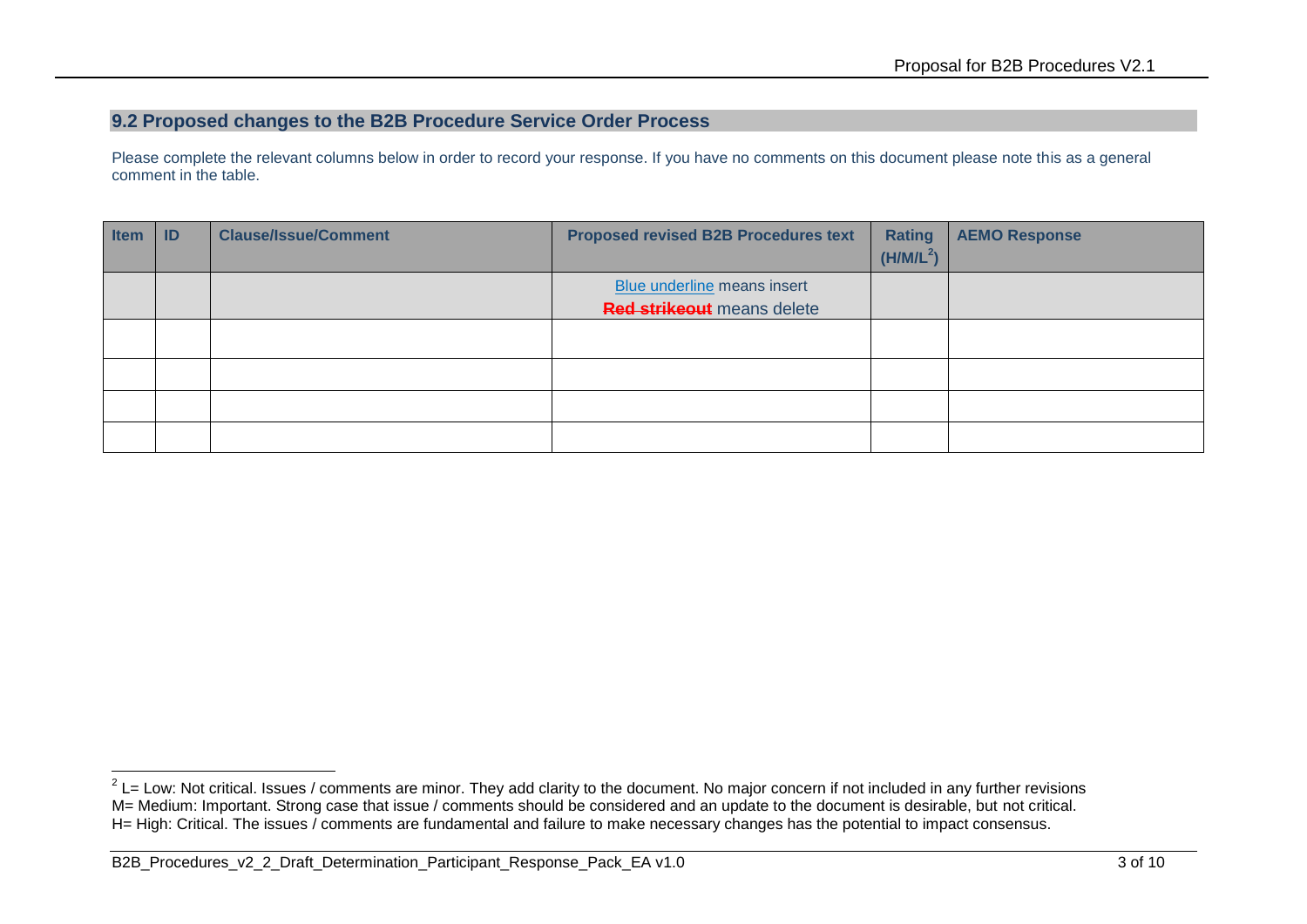## 9.2 Proposed changes to the B2B Procedure Service Order Process

Please complete the relevant columns below in order to record your response. If you have no comments on this document please note this as a general comment in the table.

| Item | ID | Clause/Issue/Comment | Proposed revised B2B Procedures text | Rating (H/M/L[2]) | AEMO Response |
|---|---|---|---|---|---|
| | | | Blue underline means insert<br>~~Red strikeout~~ means delete | | |
| | | | | | |
| | | | | | |
| | | | | | |
| | | | | | |

[2] L= Low: Not critical. Issues / comments are minor. They add clarity to the document. No major concern if not included in any further revisions
M= Medium: Important. Strong case that issue / comments should be considered and an update to the document is desirable, but not critical.
H= High: Critical. The issues / comments are fundamental and failure to make necessary changes has the potential to impact consensus.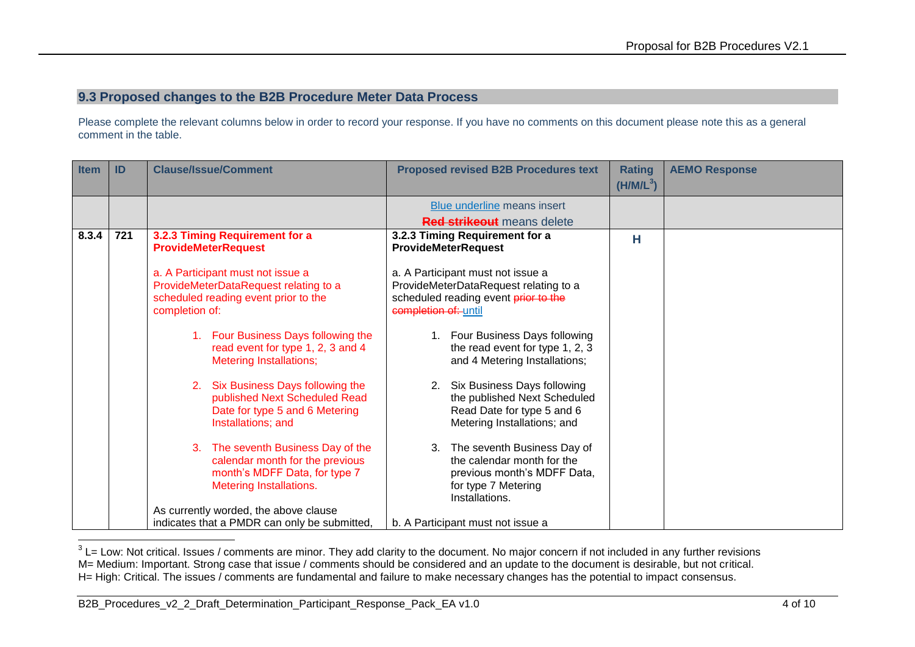## 9.3 Proposed changes to the B2B Procedure Meter Data Process

Please complete the relevant columns below in order to record your response. If you have no comments on this document please note this as a general comment in the table.

| Item | ID | Clause/Issue/Comment | Proposed revised B2B Procedures text | Rating (H/M/L[3]) | AEMO Response |
|---|---|---|---|---|---|
| | | | Blue underline means insert<br>~~Red strikeout~~ means delete | | |
| 8.3.4 | 721 | **3.2.3 Timing Requirement for a ProvideMeterRequest**<br><br>a. A Participant must not issue a ProvideMeterDataRequest relating to a scheduled reading event prior to the completion of:<br><br>1. Four Business Days following the read event for type 1, 2, 3 and 4 Metering Installations;<br><br>2. Six Business Days following the published Next Scheduled Read Date for type 5 and 6 Metering Installations; and<br><br>3. The seventh Business Day of the calendar month for the previous month's MDFF Data, for type 7 Metering Installations.<br><br>As currently worded, the above clause indicates that a PMDR can only be submitted, | **3.2.3 Timing Requirement for a ProvideMeterRequest**<br><br>a. A Participant must not issue a ProvideMeterDataRequest relating to a scheduled reading event ~~prior to the completion of:~~ <u>until</u><br><br>1. Four Business Days following the read event for type 1, 2, 3 and 4 Metering Installations;<br><br>2. Six Business Days following the published Next Scheduled Read Date for type 5 and 6 Metering Installations; and<br><br>3. The seventh Business Day of the calendar month for the previous month's MDFF Data, for type 7 Metering Installations.<br><br>b. A Participant must not issue a | H | |

[3] L= Low: Not critical. Issues / comments are minor. They add clarity to the document. No major concern if not included in any further revisions
M= Medium: Important. Strong case that issue / comments should be considered and an update to the document is desirable, but not critical.
H= High: Critical. The issues / comments are fundamental and failure to make necessary changes has the potential to impact consensus.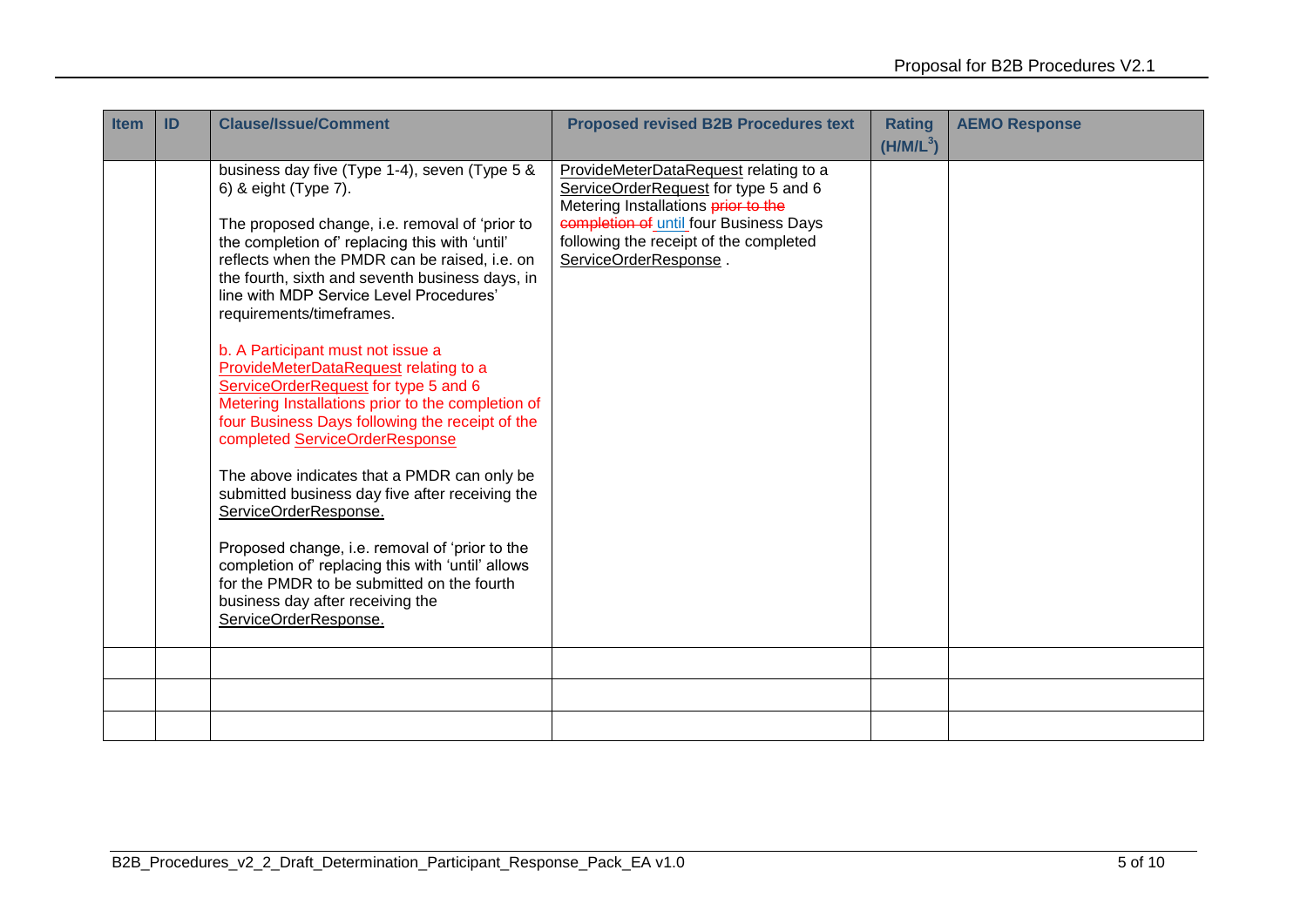| Item | ID | Clause/Issue/Comment | Proposed revised B2B Procedures text | Rating (H/M/L[3]) | AEMO Response |
|---|---|---|---|---|---|
| | | business day five (Type 1-4), seven (Type 5 & 6) & eight (Type 7).<br><br>The proposed change, i.e. removal of 'prior to the completion of' replacing this with 'until' reflects when the PMDR can be raised, i.e. on the fourth, sixth and seventh business days, in line with MDP Service Level Procedures' requirements/timeframes.<br><br>b. A Participant must not issue a ProvideMeterDataRequest relating to a ServiceOrderRequest for type 5 and 6 Metering Installations prior to the completion of four Business Days following the receipt of the completed ServiceOrderResponse<br><br>The above indicates that a PMDR can only be submitted business day five after receiving the ServiceOrderResponse.<br><br>Proposed change, i.e. removal of 'prior to the completion of' replacing this with 'until' allows for the PMDR to be submitted on the fourth business day after receiving the ServiceOrderResponse. | ProvideMeterDataRequest relating to a ServiceOrderRequest for type 5 and 6 Metering Installations ~~prior to the completion of~~ until four Business Days following the receipt of the completed ServiceOrderResponse . | | |
| | | | | | |
| | | | | | |
| | | | | | |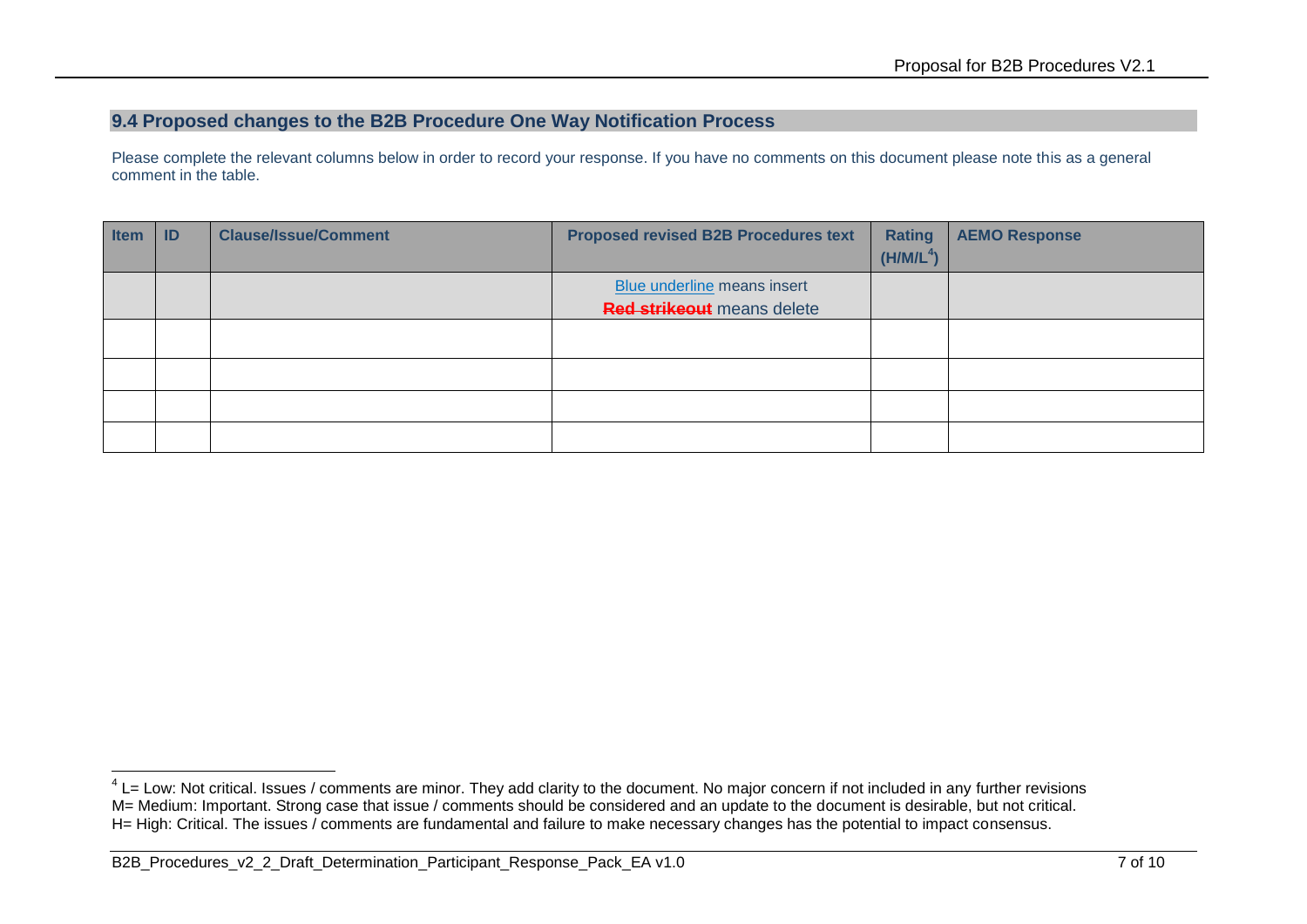## 9.4 Proposed changes to the B2B Procedure One Way Notification Process

Please complete the relevant columns below in order to record your response. If you have no comments on this document please note this as a general comment in the table.

| Item | ID | Clause/Issue/Comment | Proposed revised B2B Procedures text | Rating (H/M/L[4]) | AEMO Response |
|---|---|---|---|---|---|
| | | | Blue underline means insert<br>~~Red strikeout~~ means delete | | |
| | | | | | |
| | | | | | |
| | | | | | |
| | | | | | |

[4] L= Low: Not critical. Issues / comments are minor. They add clarity to the document. No major concern if not included in any further revisions
M= Medium: Important. Strong case that issue / comments should be considered and an update to the document is desirable, but not critical.
H= High: Critical. The issues / comments are fundamental and failure to make necessary changes has the potential to impact consensus.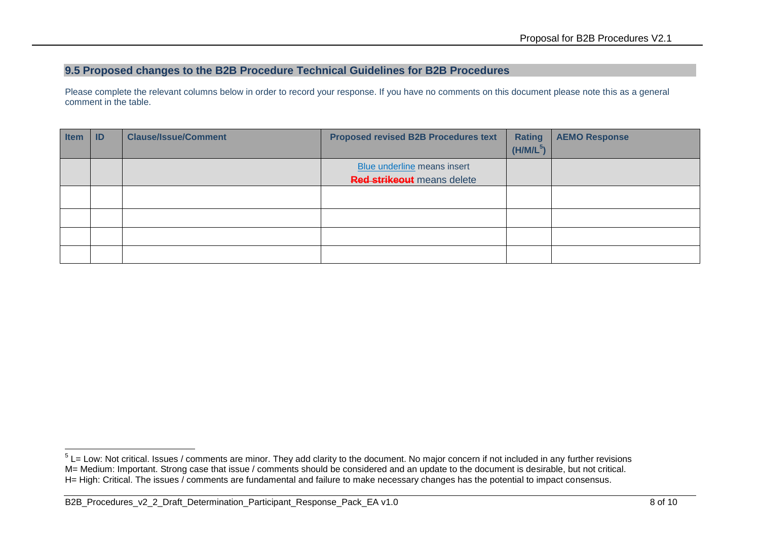## 9.5 Proposed changes to the B2B Procedure Technical Guidelines for B2B Procedures

Please complete the relevant columns below in order to record your response. If you have no comments on this document please note this as a general comment in the table.

| Item | ID | Clause/Issue/Comment | Proposed revised B2B Procedures text | Rating (H/M/L[5]) | AEMO Response |
|---|---|---|---|---|---|
| | | | Blue underline means insert<br>~~Red strikeout~~ means delete | | |
| | | | | | |
| | | | | | |
| | | | | | |
| | | | | | |

[5] L= Low: Not critical. Issues / comments are minor. They add clarity to the document. No major concern if not included in any further revisions
M= Medium: Important. Strong case that issue / comments should be considered and an update to the document is desirable, but not critical.
H= High: Critical. The issues / comments are fundamental and failure to make necessary changes has the potential to impact consensus.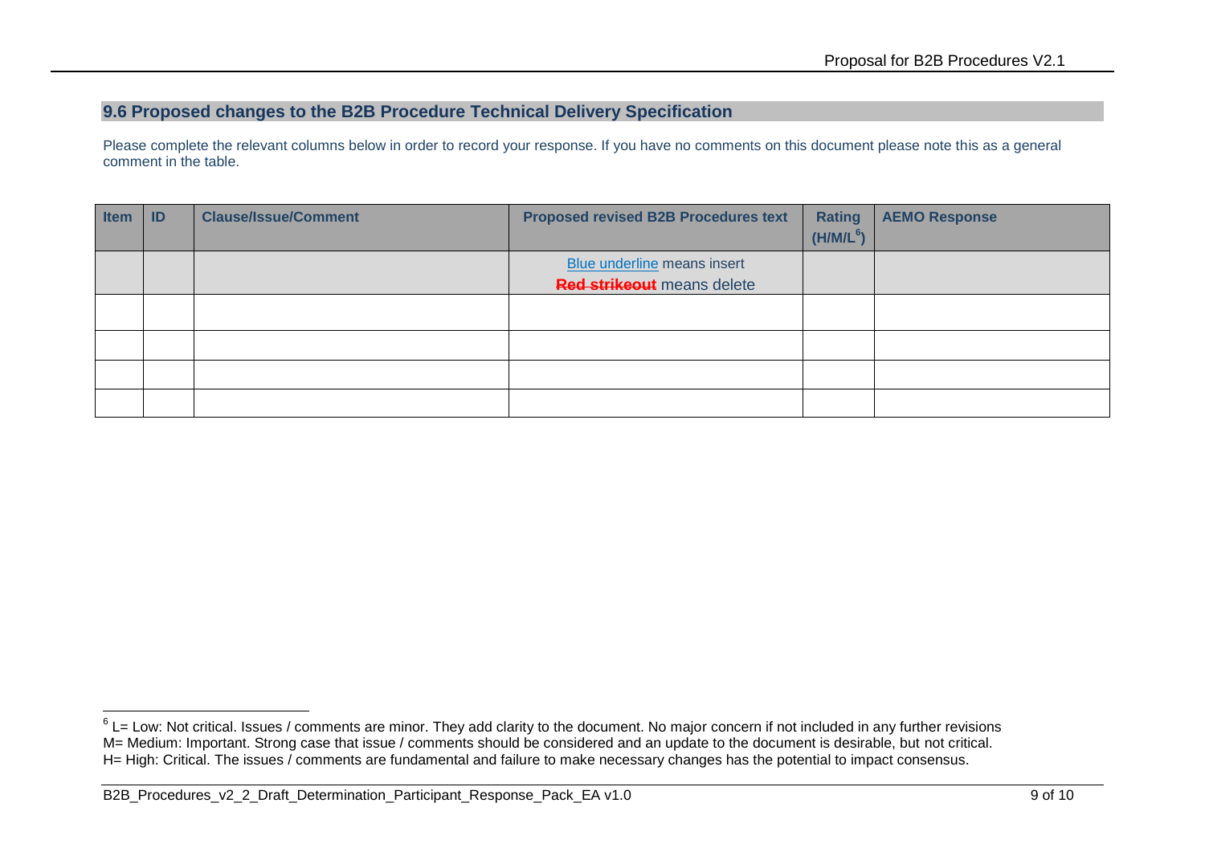## 9.6 Proposed changes to the B2B Procedure Technical Delivery Specification

Please complete the relevant columns below in order to record your response. If you have no comments on this document please note this as a general comment in the table.

| Item | ID | Clause/Issue/Comment | Proposed revised B2B Procedures text | Rating (H/M/L[6]) | AEMO Response |
|---|---|---|---|---|---|
| | | | Blue underline means insert<br>~~Red strikeout~~ means delete | | |
| | | | | | |
| | | | | | |
| | | | | | |
| | | | | | |

[6] L= Low: Not critical. Issues / comments are minor. They add clarity to the document. No major concern if not included in any further revisions
M= Medium: Important. Strong case that issue / comments should be considered and an update to the document is desirable, but not critical.
H= High: Critical. The issues / comments are fundamental and failure to make necessary changes has the potential to impact consensus.